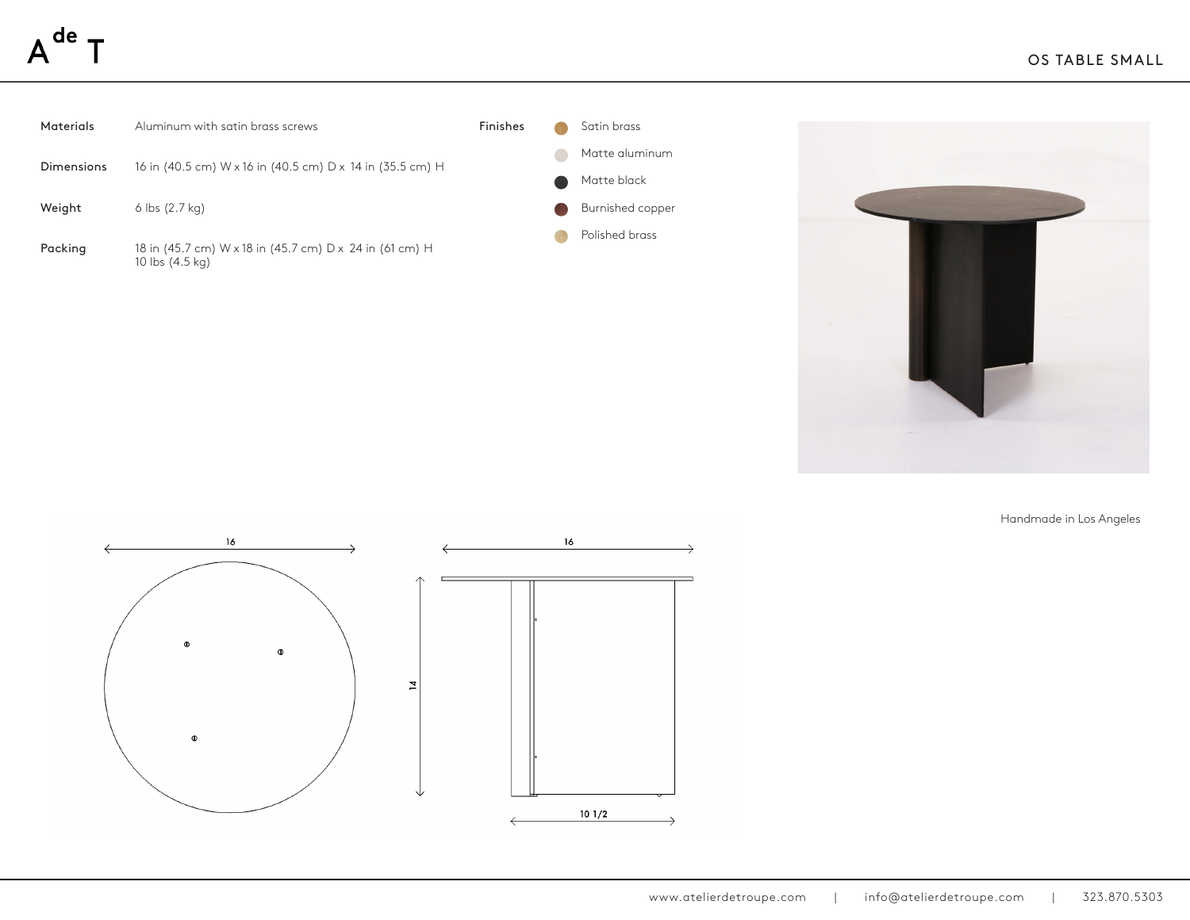A de T

# OS TABLE SMALL

| | |
|---|---|
| **Materials** | Aluminum with satin brass screws |
| **Dimensions** | 16 in (40.5 cm) W x 16 in (40.5 cm) D x 14 in (35.5 cm) H |
| **Weight** | 6 lbs (2.7 kg) |
| **Packing** | 18 in (45.7 cm) W x 18 in (45.7 cm) D x 24 in (61 cm) H<br>10 lbs (4.5 kg) |

**Finishes**

- Satin brass
- Matte aluminum
- Matte black
- Burnished copper
- Polished brass

Handmade in Los Angeles

16

16

14

10 1/2

www.atelierdetroupe.com | info@atelierdetroupe.com | 323.870.5303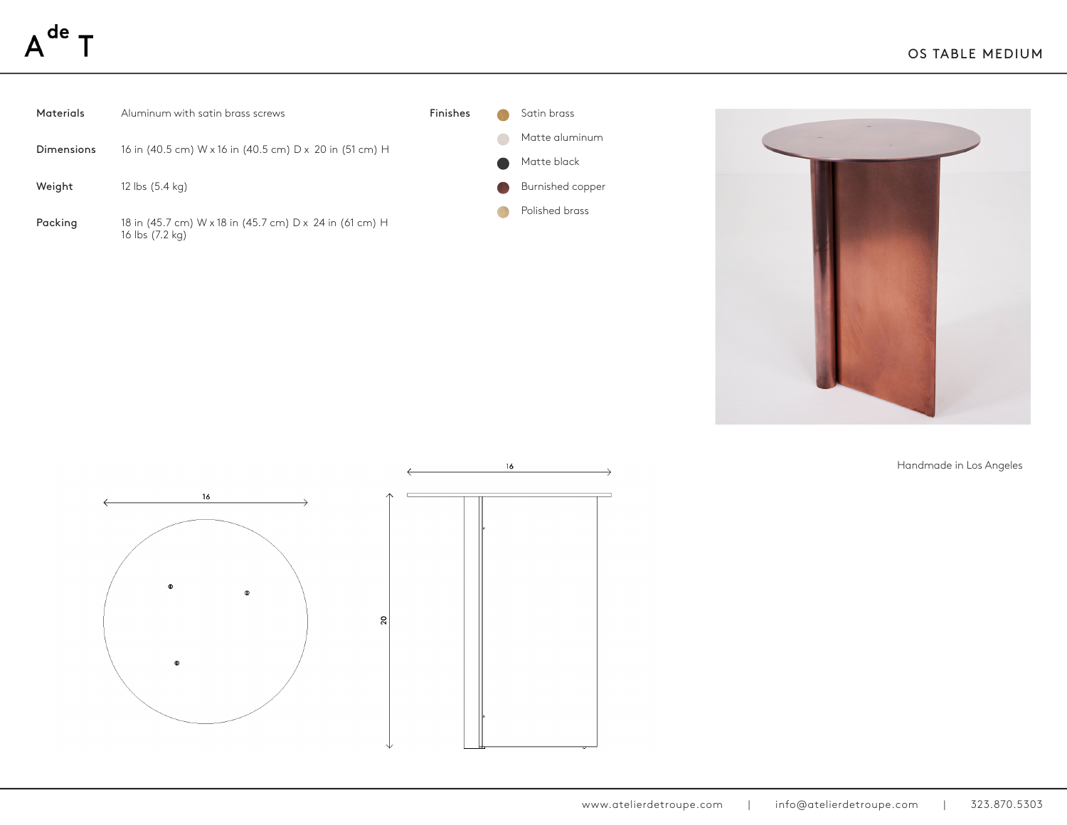# OS TABLE MEDIUM

| | |
|---|---|
| **Materials** | Aluminum with satin brass screws |
| **Dimensions** | 16 in (40.5 cm) W x 16 in (40.5 cm) D x 20 in (51 cm) H |
| **Weight** | 12 lbs (5.4 kg) |
| **Packing** | 18 in (45.7 cm) W x 18 in (45.7 cm) D x 24 in (61 cm) H<br>16 lbs (7.2 kg) |

**Finishes**

- Satin brass
- Matte aluminum
- Matte black
- Burnished copper
- Polished brass

16

16

20

Handmade in Los Angeles

www.atelierdetroupe.com | info@atelierdetroupe.com | 323.870.5303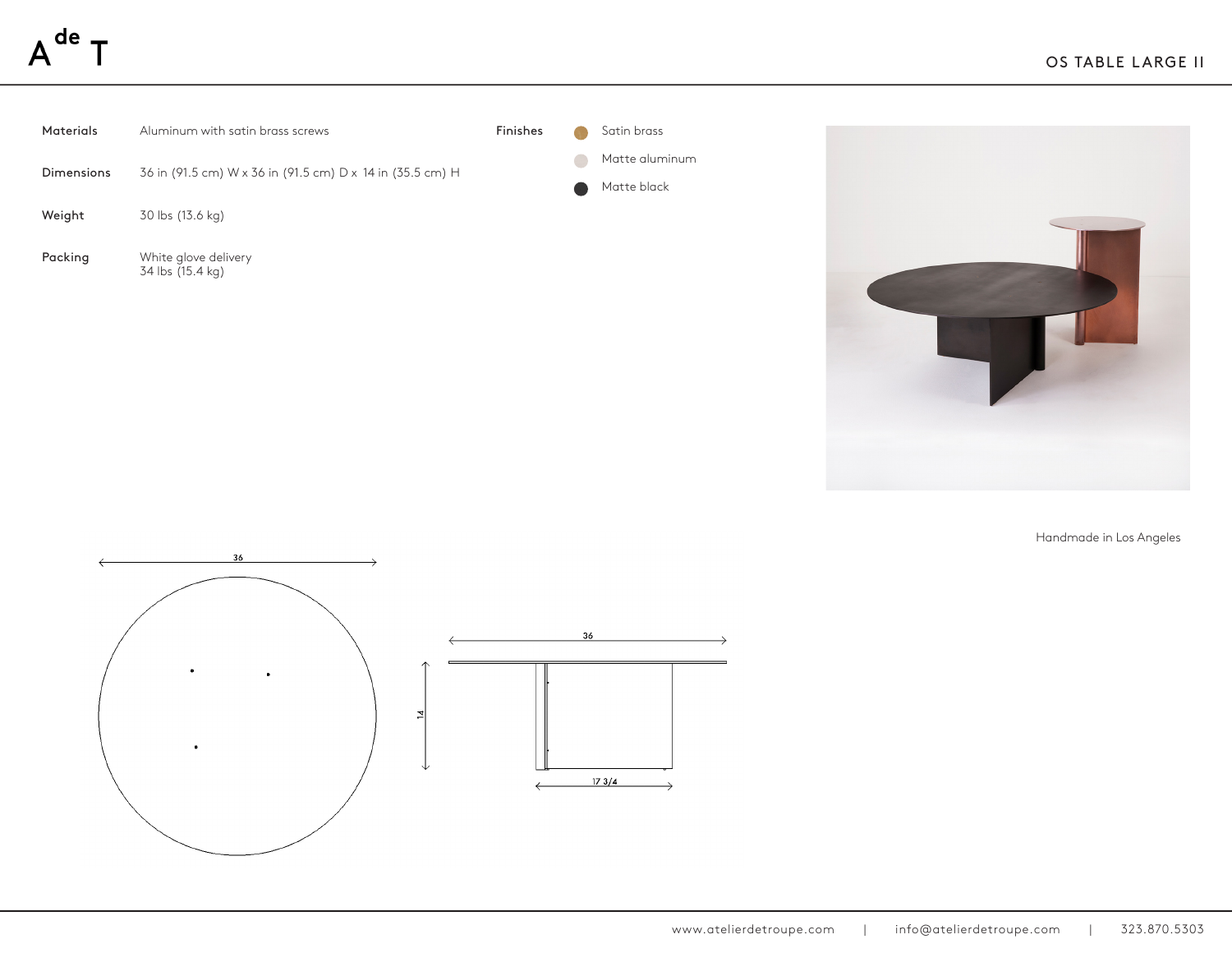# OS TABLE LARGE II

| | |
|---|---|
| **Materials** | Aluminum with satin brass screws |
| **Dimensions** | 36 in (91.5 cm) W x 36 in (91.5 cm) D x 14 in (35.5 cm) H |
| **Weight** | 30 lbs (13.6 kg) |
| **Packing** | White glove delivery<br>34 lbs (15.4 kg) |

**Finishes**

- Satin brass
- Matte aluminum
- Matte black

Handmade in Los Angeles

36

36

14

17 3/4

www.atelierdetroupe.com | info@atelierdetroupe.com | 323.870.5303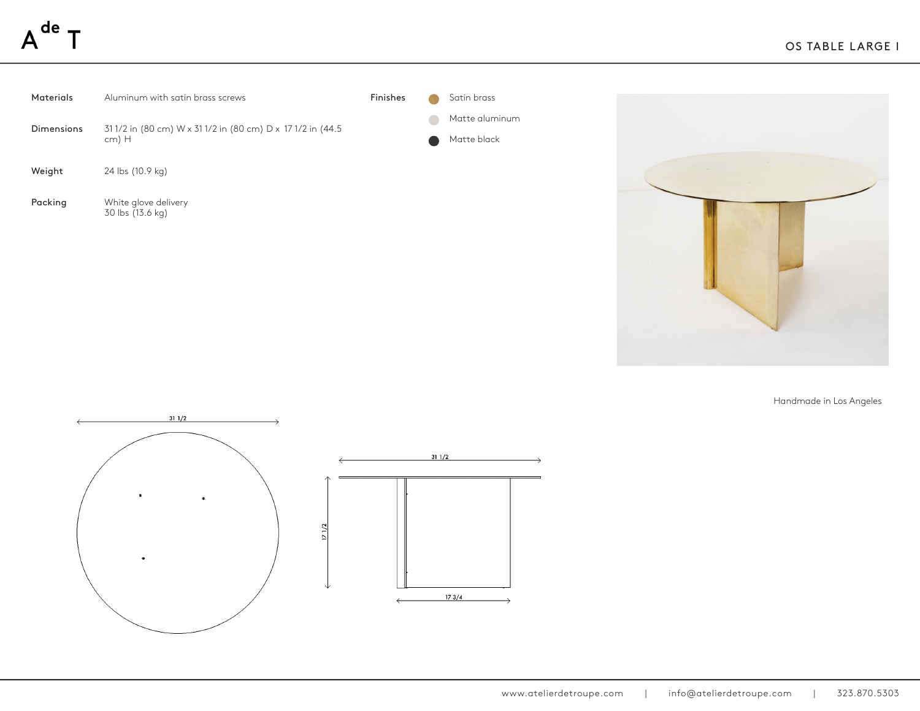# OS TABLE LARGE I

| | |
|---|---|
| **Materials** | Aluminum with satin brass screws |
| **Dimensions** | 31 1/2 in (80 cm) W x 31 1/2 in (80 cm) D x 17 1/2 in (44.5 cm) H |
| **Weight** | 24 lbs (10.9 kg) |
| **Packing** | White glove delivery<br>30 lbs (13.6 kg) |

**Finishes**

- Satin brass
- Matte aluminum
- Matte black

Handmade in Los Angeles

31 1/2

31 1/2

17 1/2

17 3/4

www.atelierdetroupe.com | info@atelierdetroupe.com | 323.870.5303